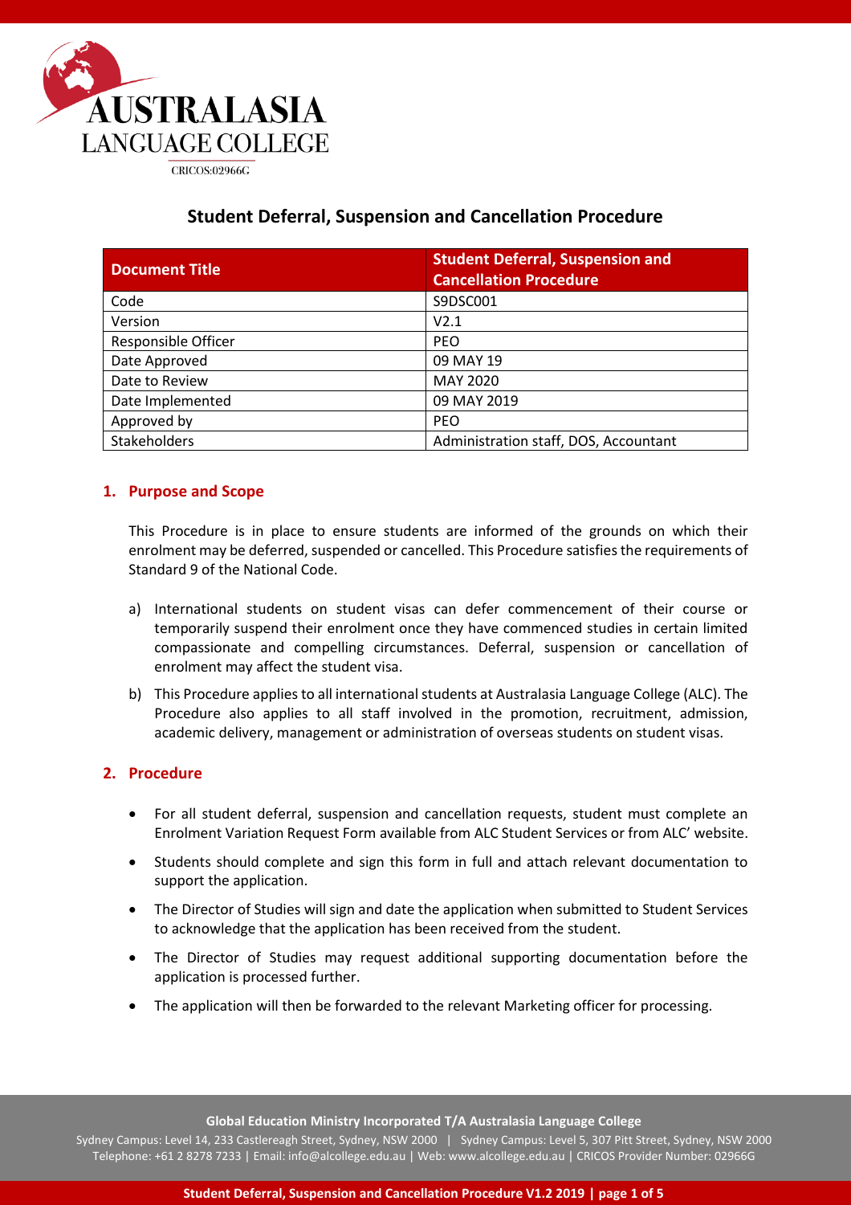AUSTRALASIA LANGUAGE COLLEGE

CRICOS:02966G

# Student Deferral, Suspension and Cancellation Procedure

| Document Title | Student Deferral, Suspension and Cancellation Procedure |
|---|---|
| Code | S9DSC001 |
| Version | V2.1 |
| Responsible Officer | PEO |
| Date Approved | 09 MAY 19 |
| Date to Review | MAY 2020 |
| Date Implemented | 09 MAY 2019 |
| Approved by | PEO |
| Stakeholders | Administration staff, DOS, Accountant |

## 1. Purpose and Scope

This Procedure is in place to ensure students are informed of the grounds on which their enrolment may be deferred, suspended or cancelled. This Procedure satisfies the requirements of Standard 9 of the National Code.

a) International students on student visas can defer commencement of their course or temporarily suspend their enrolment once they have commenced studies in certain limited compassionate and compelling circumstances. Deferral, suspension or cancellation of enrolment may affect the student visa.

b) This Procedure applies to all international students at Australasia Language College (ALC). The Procedure also applies to all staff involved in the promotion, recruitment, admission, academic delivery, management or administration of overseas students on student visas.

## 2. Procedure

- For all student deferral, suspension and cancellation requests, student must complete an Enrolment Variation Request Form available from ALC Student Services or from ALC' website.
- Students should complete and sign this form in full and attach relevant documentation to support the application.
- The Director of Studies will sign and date the application when submitted to Student Services to acknowledge that the application has been received from the student.
- The Director of Studies may request additional supporting documentation before the application is processed further.
- The application will then be forwarded to the relevant Marketing officer for processing.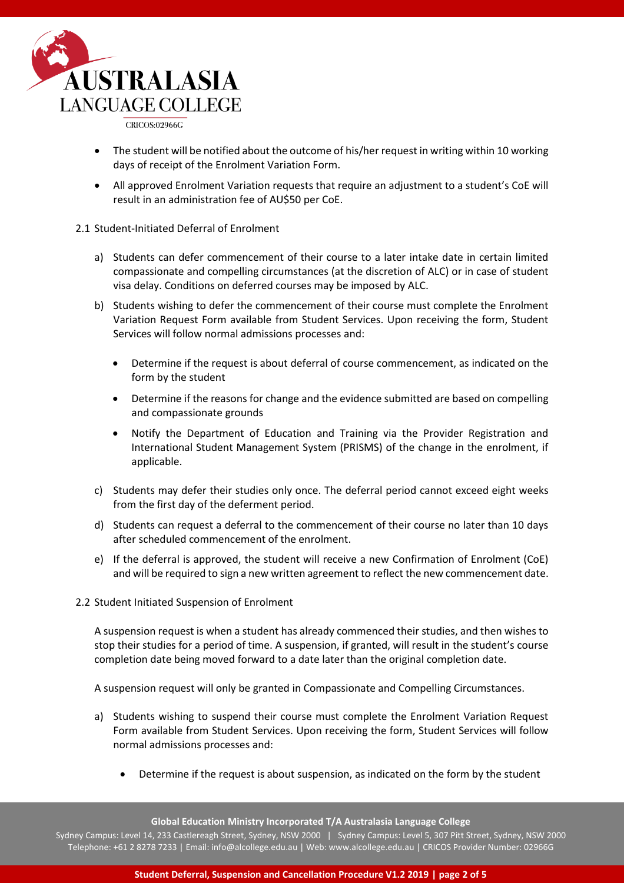- The student will be notified about the outcome of his/her request in writing within 10 working days of receipt of the Enrolment Variation Form.
- All approved Enrolment Variation requests that require an adjustment to a student's CoE will result in an administration fee of AU$50 per CoE.

### 2.1 Student-Initiated Deferral of Enrolment

a) Students can defer commencement of their course to a later intake date in certain limited compassionate and compelling circumstances (at the discretion of ALC) or in case of student visa delay. Conditions on deferred courses may be imposed by ALC.

b) Students wishing to defer the commencement of their course must complete the Enrolment Variation Request Form available from Student Services. Upon receiving the form, Student Services will follow normal admissions processes and:

- Determine if the request is about deferral of course commencement, as indicated on the form by the student
- Determine if the reasons for change and the evidence submitted are based on compelling and compassionate grounds
- Notify the Department of Education and Training via the Provider Registration and International Student Management System (PRISMS) of the change in the enrolment, if applicable.

c) Students may defer their studies only once. The deferral period cannot exceed eight weeks from the first day of the deferment period.

d) Students can request a deferral to the commencement of their course no later than 10 days after scheduled commencement of the enrolment.

e) If the deferral is approved, the student will receive a new Confirmation of Enrolment (CoE) and will be required to sign a new written agreement to reflect the new commencement date.

### 2.2 Student Initiated Suspension of Enrolment

A suspension request is when a student has already commenced their studies, and then wishes to stop their studies for a period of time. A suspension, if granted, will result in the student's course completion date being moved forward to a date later than the original completion date.

A suspension request will only be granted in Compassionate and Compelling Circumstances.

a) Students wishing to suspend their course must complete the Enrolment Variation Request Form available from Student Services. Upon receiving the form, Student Services will follow normal admissions processes and:

- Determine if the request is about suspension, as indicated on the form by the student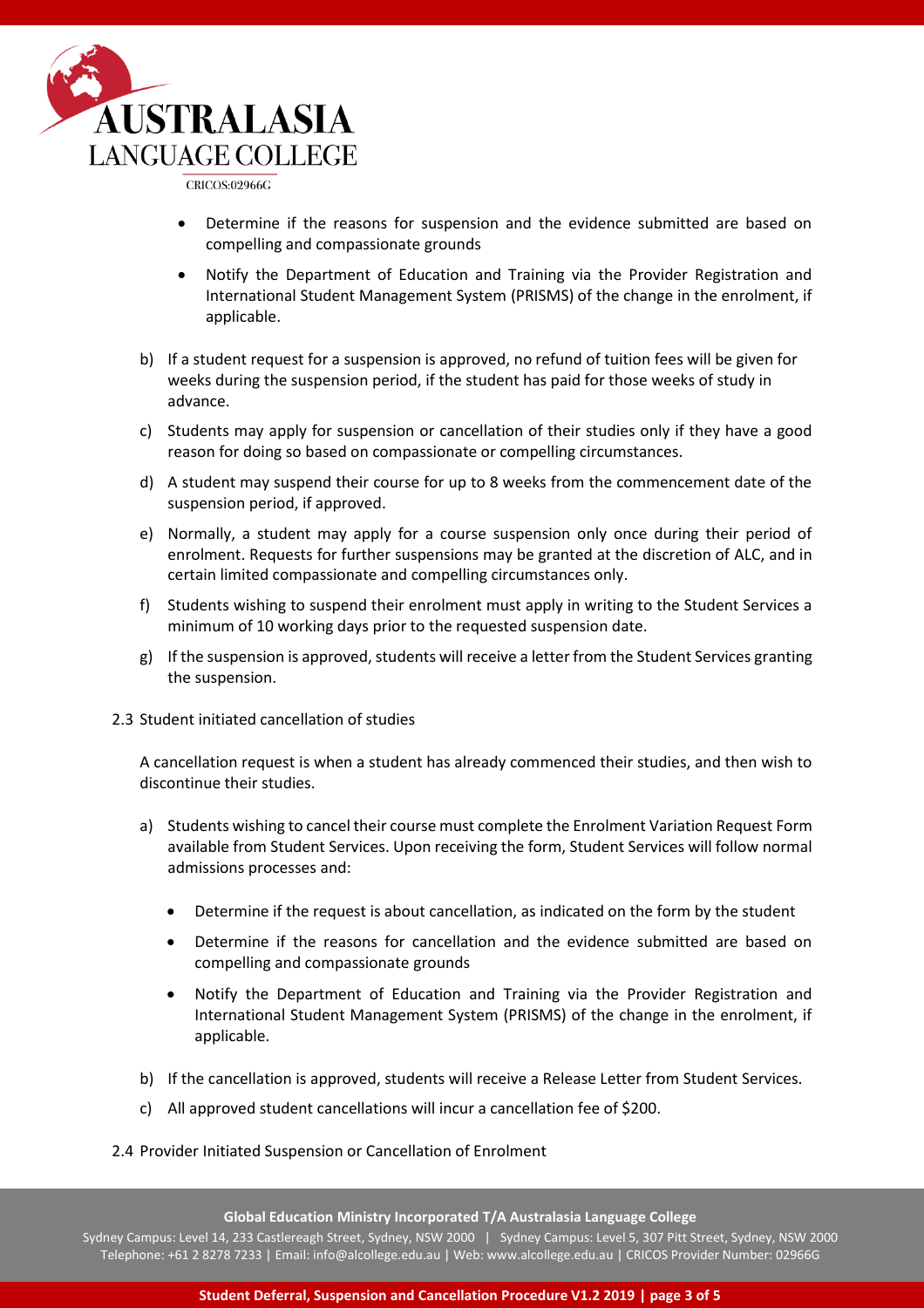- Determine if the reasons for suspension and the evidence submitted are based on compelling and compassionate grounds
- Notify the Department of Education and Training via the Provider Registration and International Student Management System (PRISMS) of the change in the enrolment, if applicable.

b) If a student request for a suspension is approved, no refund of tuition fees will be given for weeks during the suspension period, if the student has paid for those weeks of study in advance.

c) Students may apply for suspension or cancellation of their studies only if they have a good reason for doing so based on compassionate or compelling circumstances.

d) A student may suspend their course for up to 8 weeks from the commencement date of the suspension period, if approved.

e) Normally, a student may apply for a course suspension only once during their period of enrolment. Requests for further suspensions may be granted at the discretion of ALC, and in certain limited compassionate and compelling circumstances only.

f) Students wishing to suspend their enrolment must apply in writing to the Student Services a minimum of 10 working days prior to the requested suspension date.

g) If the suspension is approved, students will receive a letter from the Student Services granting the suspension.

2.3 Student initiated cancellation of studies

A cancellation request is when a student has already commenced their studies, and then wish to discontinue their studies.

a) Students wishing to cancel their course must complete the Enrolment Variation Request Form available from Student Services. Upon receiving the form, Student Services will follow normal admissions processes and:

- Determine if the request is about cancellation, as indicated on the form by the student
- Determine if the reasons for cancellation and the evidence submitted are based on compelling and compassionate grounds
- Notify the Department of Education and Training via the Provider Registration and International Student Management System (PRISMS) of the change in the enrolment, if applicable.

b) If the cancellation is approved, students will receive a Release Letter from Student Services.

c) All approved student cancellations will incur a cancellation fee of $200.

2.4 Provider Initiated Suspension or Cancellation of Enrolment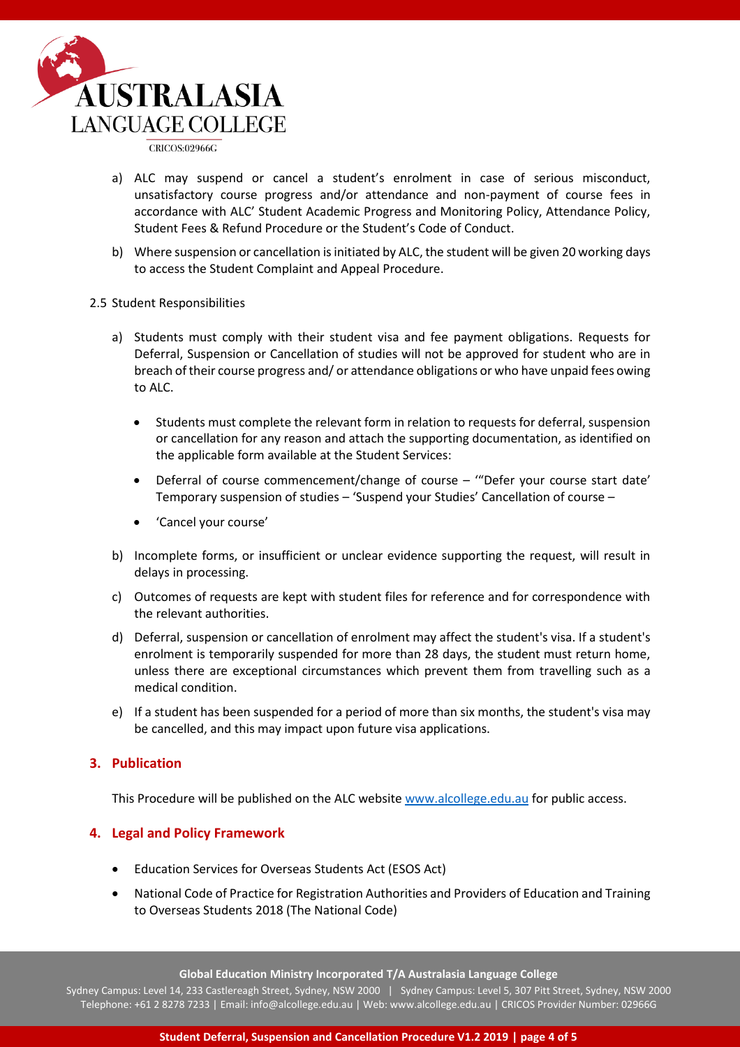a) ALC may suspend or cancel a student's enrolment in case of serious misconduct, unsatisfactory course progress and/or attendance and non-payment of course fees in accordance with ALC' Student Academic Progress and Monitoring Policy, Attendance Policy, Student Fees & Refund Procedure or the Student's Code of Conduct.

b) Where suspension or cancellation is initiated by ALC, the student will be given 20 working days to access the Student Complaint and Appeal Procedure.

2.5 Student Responsibilities

a) Students must comply with their student visa and fee payment obligations. Requests for Deferral, Suspension or Cancellation of studies will not be approved for student who are in breach of their course progress and/ or attendance obligations or who have unpaid fees owing to ALC.

   - Students must complete the relevant form in relation to requests for deferral, suspension or cancellation for any reason and attach the supporting documentation, as identified on the applicable form available at the Student Services:
   - Deferral of course commencement/change of course – '"Defer your course start date' Temporary suspension of studies – 'Suspend your Studies' Cancellation of course –
   - 'Cancel your course'

b) Incomplete forms, or insufficient or unclear evidence supporting the request, will result in delays in processing.

c) Outcomes of requests are kept with student files for reference and for correspondence with the relevant authorities.

d) Deferral, suspension or cancellation of enrolment may affect the student's visa. If a student's enrolment is temporarily suspended for more than 28 days, the student must return home, unless there are exceptional circumstances which prevent them from travelling such as a medical condition.

e) If a student has been suspended for a period of more than six months, the student's visa may be cancelled, and this may impact upon future visa applications.

## 3. Publication

This Procedure will be published on the ALC website www.alcollege.edu.au for public access.

## 4. Legal and Policy Framework

- Education Services for Overseas Students Act (ESOS Act)
- National Code of Practice for Registration Authorities and Providers of Education and Training to Overseas Students 2018 (The National Code)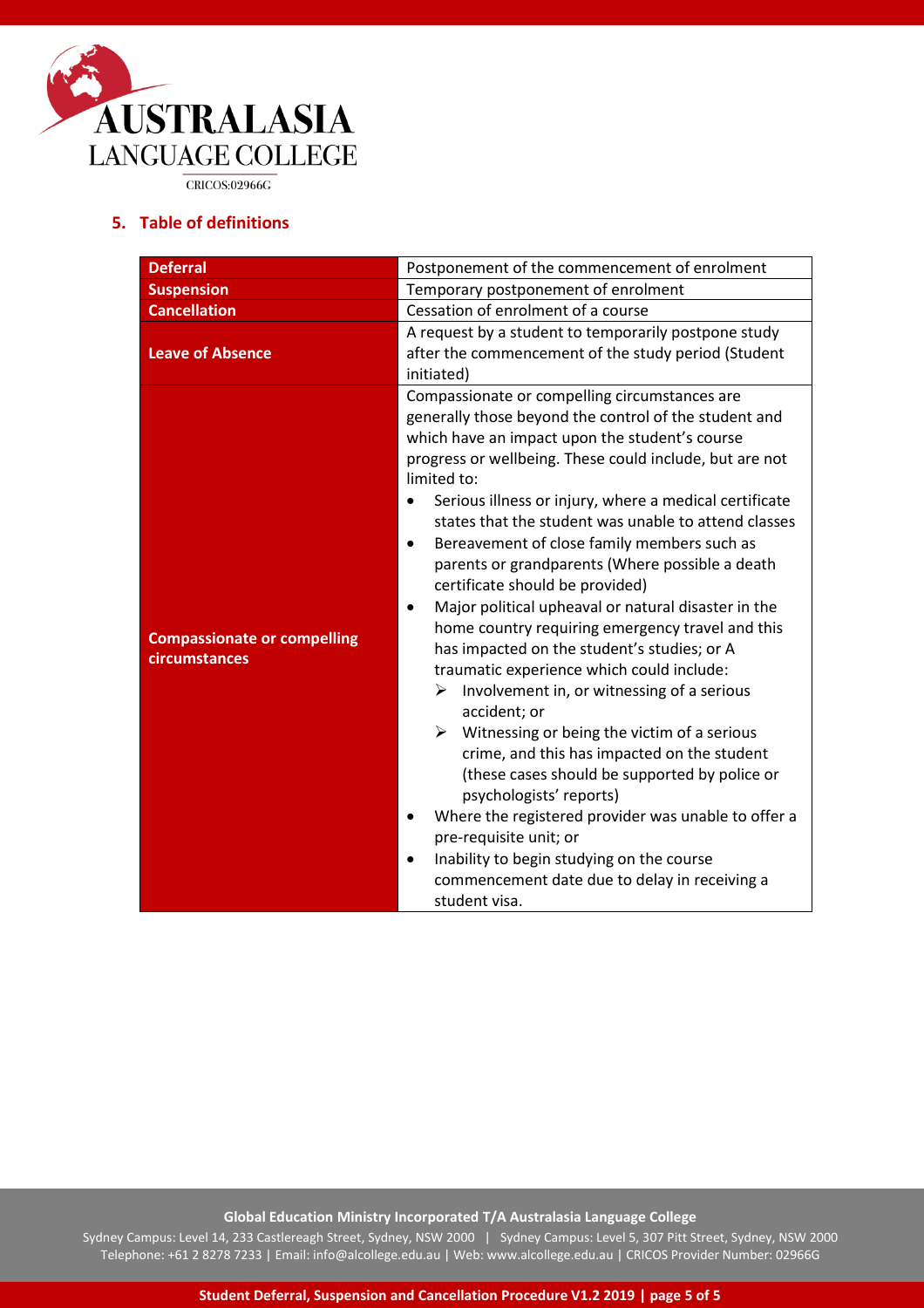## 5. Table of definitions

| | |
|---|---|
| **Deferral** | Postponement of the commencement of enrolment |
| **Suspension** | Temporary postponement of enrolment |
| **Cancellation** | Cessation of enrolment of a course |
| **Leave of Absence** | A request by a student to temporarily postpone study after the commencement of the study period (Student initiated) |
| **Compassionate or compelling circumstances** | Compassionate or compelling circumstances are generally those beyond the control of the student and which have an impact upon the student's course progress or wellbeing. These could include, but are not limited to:<br>• Serious illness or injury, where a medical certificate states that the student was unable to attend classes<br>• Bereavement of close family members such as parents or grandparents (Where possible a death certificate should be provided)<br>• Major political upheaval or natural disaster in the home country requiring emergency travel and this has impacted on the student's studies; or A traumatic experience which could include:<br>➢ Involvement in, or witnessing of a serious accident; or<br>➢ Witnessing or being the victim of a serious crime, and this has impacted on the student (these cases should be supported by police or psychologists' reports)<br>• Where the registered provider was unable to offer a pre-requisite unit; or<br>• Inability to begin studying on the course commencement date due to delay in receiving a student visa. |